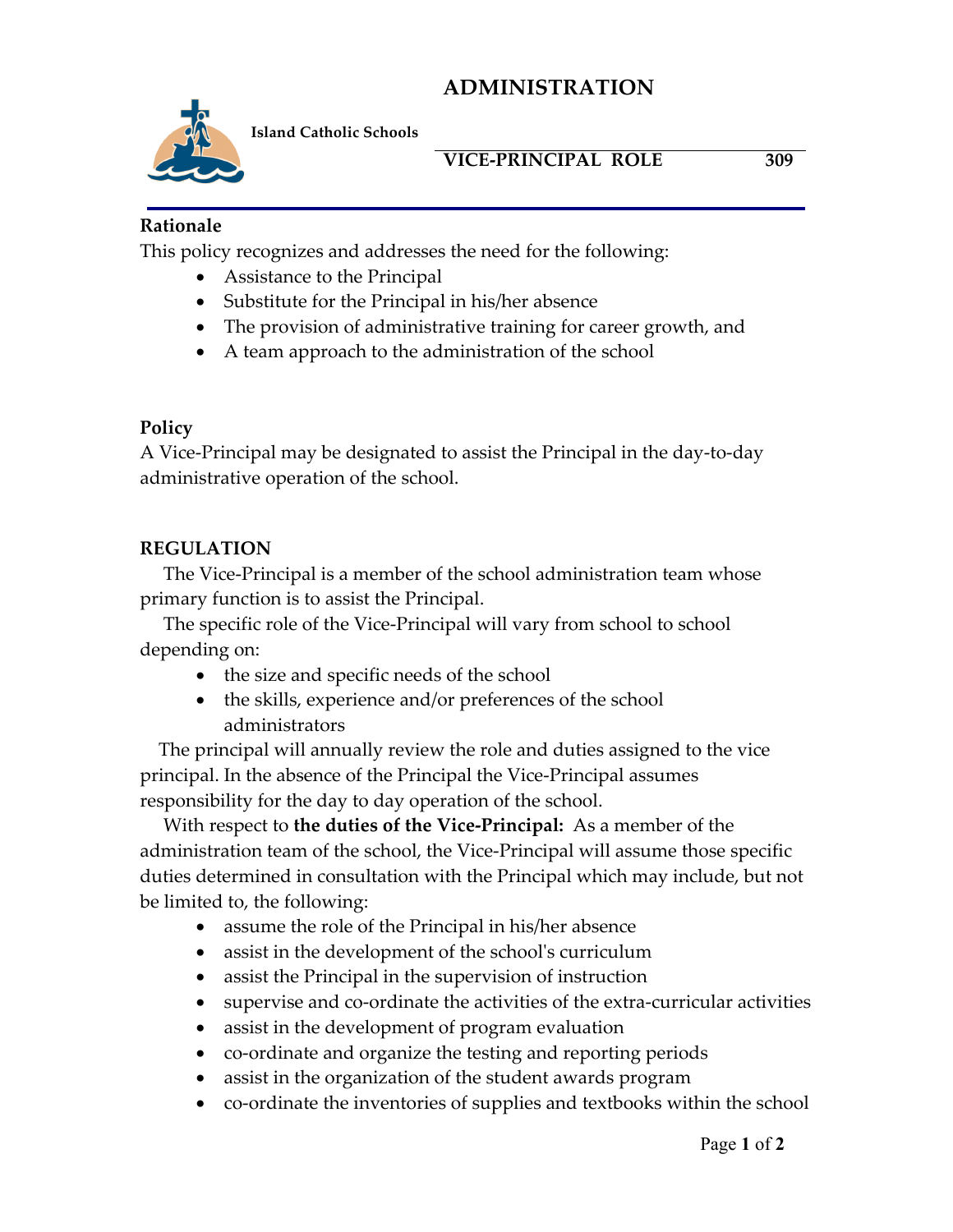# ADMINISTRATION

**Island Catholic Schools**

**VICE-PRINCIPAL ROLE 309**

### Rationale

This policy recognizes and addresses the need for the following:

- Assistance to the Principal
- Substitute for the Principal in his/her absence
- The provision of administrative training for career growth, and
- A team approach to the administration of the school

### Policy

A Vice-Principal may be designated to assist the Principal in the day-to-day administrative operation of the school.

### REGULATION

The Vice-Principal is a member of the school administration team whose primary function is to assist the Principal.

The specific role of the Vice-Principal will vary from school to school depending on:

- the size and specific needs of the school
- the skills, experience and/or preferences of the school administrators

The principal will annually review the role and duties assigned to the vice principal. In the absence of the Principal the Vice-Principal assumes responsibility for the day to day operation of the school.

With respect to **the duties of the Vice-Principal:** As a member of the administration team of the school, the Vice-Principal will assume those specific duties determined in consultation with the Principal which may include, but not be limited to, the following:

- assume the role of the Principal in his/her absence
- assist in the development of the school's curriculum
- assist the Principal in the supervision of instruction
- supervise and co-ordinate the activities of the extra-curricular activities
- assist in the development of program evaluation
- co-ordinate and organize the testing and reporting periods
- assist in the organization of the student awards program
- co-ordinate the inventories of supplies and textbooks within the school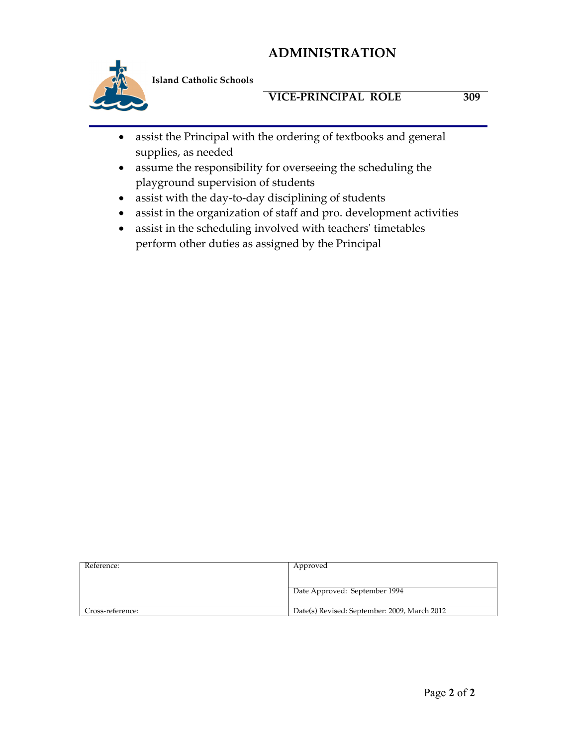- assist the Principal with the ordering of textbooks and general supplies, as needed
- assume the responsibility for overseeing the scheduling the playground supervision of students
- assist with the day-to-day disciplining of students
- assist in the organization of staff and pro. development activities
- assist in the scheduling involved with teachers' timetables perform other duties as assigned by the Principal

| | |
|---|---|
| Reference: | Approved |
| | Date Approved: September 1994 |
| Cross-reference: | Date(s) Revised: September: 2009, March 2012 |